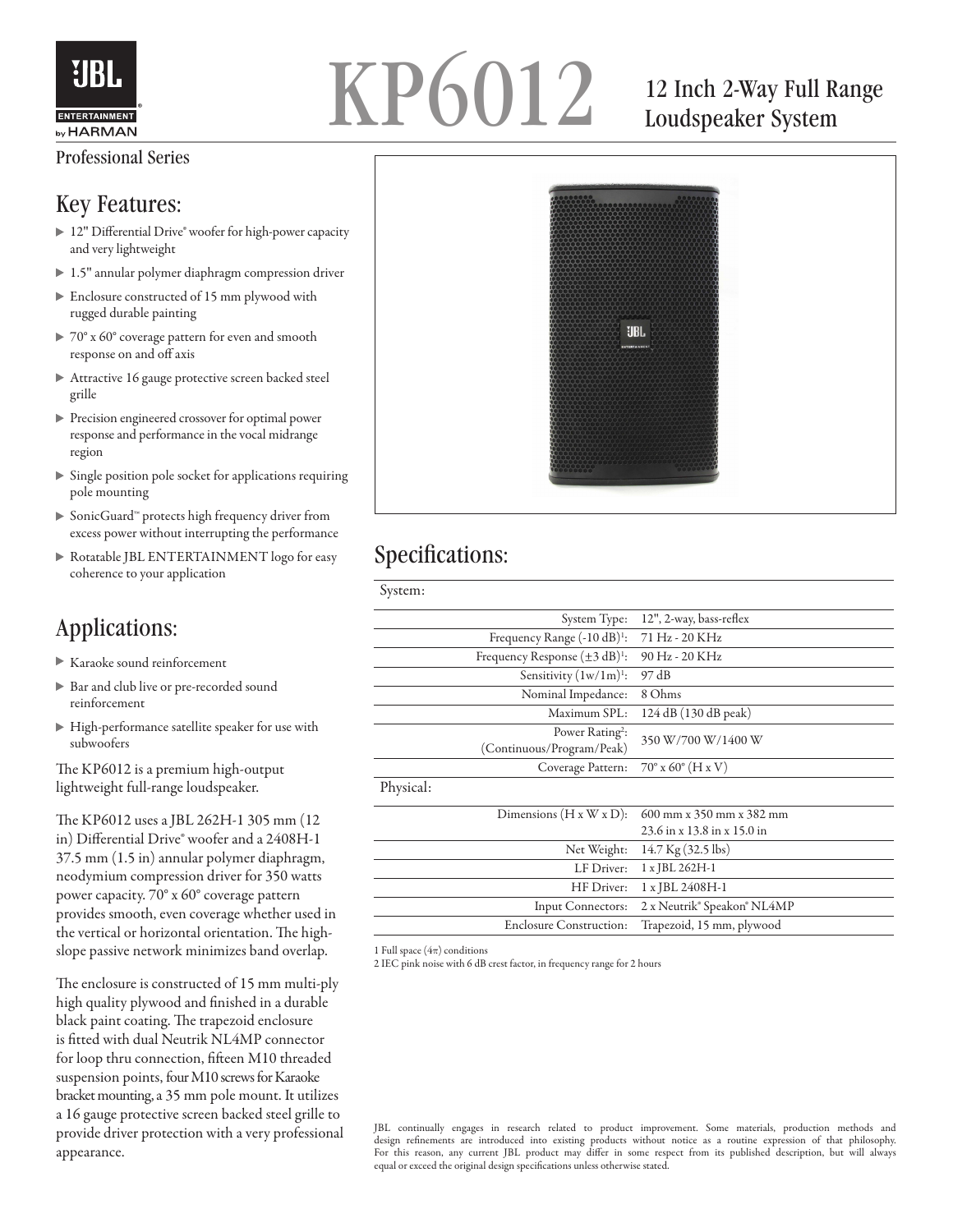# KP6012

## 12 Inch 2-Way Full Range Loudspeaker System

Professional Series

## Key Features:

- 12" Differential Drive® woofer for high-power capacity and very lightweight
- 1.5" annular polymer diaphragm compression driver
- Enclosure constructed of 15 mm plywood with rugged durable painting
- 70° x 60° coverage pattern for even and smooth response on and off axis
- Attractive 16 gauge protective screen backed steel grille
- Precision engineered crossover for optimal power response and performance in the vocal midrange region
- Single position pole socket for applications requiring pole mounting
- SonicGuard™ protects high frequency driver from excess power without interrupting the performance
- Rotatable JBL ENTERTAINMENT logo for easy coherence to your application

## Applications:

- Karaoke sound reinforcement
- Bar and club live or pre-recorded sound reinforcement
- High-performance satellite speaker for use with subwoofers

The KP6012 is a premium high-output lightweight full-range loudspeaker.

The KP6012 uses a JBL 262H-1 305 mm (12 in) Differential Drive® woofer and a 2408H-1 37.5 mm (1.5 in) annular polymer diaphragm, neodymium compression driver for 350 watts power capacity. 70° x 60° coverage pattern provides smooth, even coverage whether used in the vertical or horizontal orientation. The high-slope passive network minimizes band overlap.

The enclosure is constructed of 15 mm multi-ply high quality plywood and finished in a durable black paint coating. The trapezoid enclosure is fitted with dual Neutrik NL4MP connector for loop thru connection, fifteen M10 threaded suspension points, four M10 screws for Karaoke bracket mounting, a 35 mm pole mount. It utilizes a 16 gauge protective screen backed steel grille to provide driver protection with a very professional appearance.

## Specifications:

| System: | |
|---|---|
| System Type: | 12", 2-way, bass-reflex |
| Frequency Range (-10 dB)[1]: | 71 Hz - 20 KHz |
| Frequency Response (±3 dB)[1]: | 90 Hz - 20 KHz |
| Sensitivity (1w/1m)[1]: | 97 dB |
| Nominal Impedance: | 8 Ohms |
| Maximum SPL: | 124 dB (130 dB peak) |
| Power Rating[2]: (Continuous/Program/Peak) | 350 W/700 W/1400 W |
| Coverage Pattern: | 70° x 60° (H x V) |
| **Physical:** | |
| Dimensions (H x W x D): | 600 mm x 350 mm x 382 mm<br>23.6 in x 13.8 in x 15.0 in |
| Net Weight: | 14.7 Kg (32.5 lbs) |
| LF Driver: | 1 x JBL 262H-1 |
| HF Driver: | 1 x JBL 2408H-1 |
| Input Connectors: | 2 x Neutrik® Speakon® NL4MP |
| Enclosure Construction: | Trapezoid, 15 mm, plywood |

1 Full space ($4\pi$) conditions
2 IEC pink noise with 6 dB crest factor, in frequency range for 2 hours

JBL continually engages in research related to product improvement. Some materials, production methods and design refinements are introduced into existing products without notice as a routine expression of that philosophy. For this reason, any current JBL product may differ in some respect from its published description, but will always equal or exceed the original design specifications unless otherwise stated.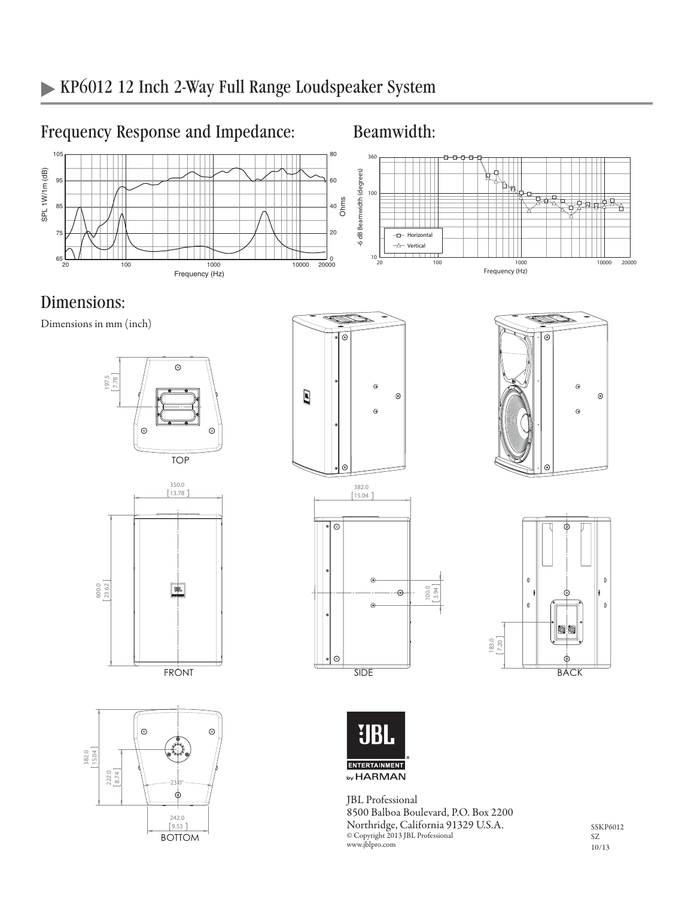# KP6012 12 Inch 2-Way Full Range Loudspeaker System

## Frequency Response and Impedance:

SPL 1W/1m (dB)

105
95
85
75
65

Ohms

80
60
40
20
0

20 100 1000 10000 20000

Frequency (Hz)

## Beamwidth:

-6 dB Beamwidth (degrees)

360
100
10

Horizontal
Vertical

20 100 1000 10000 20000

Frequency (Hz)

## Dimensions:

Dimensions in mm (inch)

TOP

197.5 [ 7.78 ]

FRONT

350.0 [ 13.78 ]

600.0 [ 23.62 ]

SIDE

382.0 [ 15.04 ]

100.0 [ 3.94 ]

BACK

183.0 [ 7.20 ]

BOTTOM

382.0 [ 15.04 ]

222.0 [ 8.74 ]

23.0°

242.0 [ 9.53 ]

JBL ENTERTAINMENT by HARMAN

JBL Professional
8500 Balboa Boulevard, P.O. Box 2200
Northridge, California 91329 U.S.A.
© Copyright 2013 JBL Professional
www.jblpro.com

SSKP6012
SZ
10/13